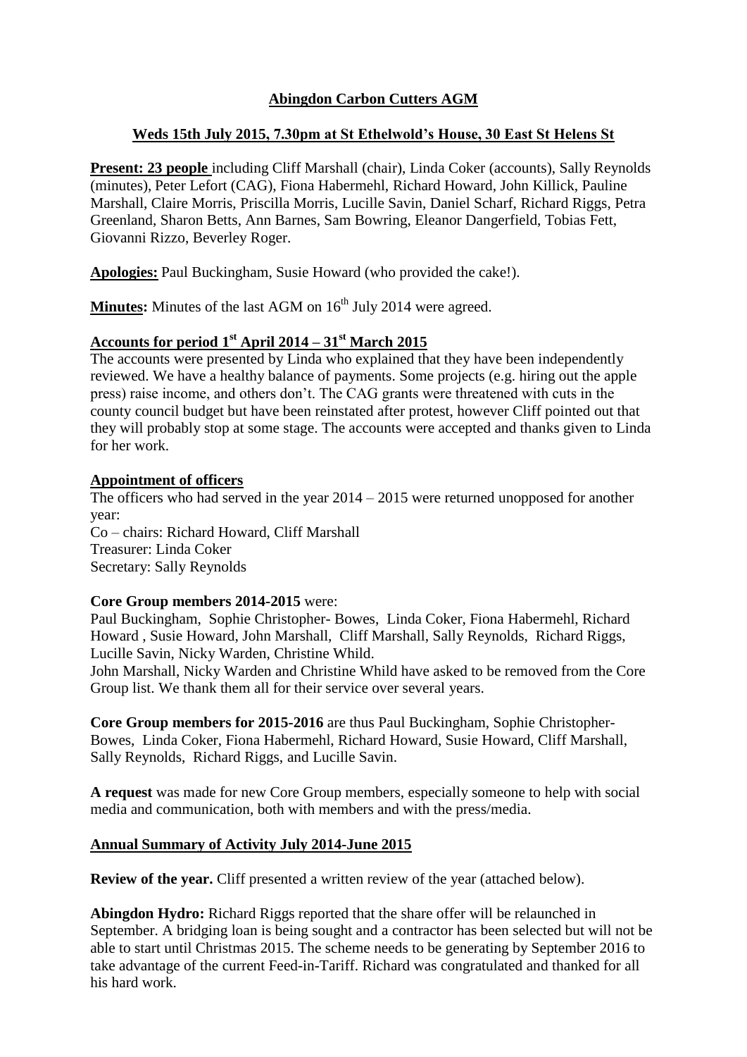# Abingdon Carbon Cutters AGM

## Weds 15th July 2015, 7.30pm at St Ethelwold's House, 30 East St Helens St

**Present: 23 people** including Cliff Marshall (chair), Linda Coker (accounts), Sally Reynolds (minutes), Peter Lefort (CAG), Fiona Habermehl, Richard Howard, John Killick, Pauline Marshall, Claire Morris, Priscilla Morris, Lucille Savin, Daniel Scharf, Richard Riggs, Petra Greenland, Sharon Betts, Ann Barnes, Sam Bowring, Eleanor Dangerfield, Tobias Fett, Giovanni Rizzo, Beverley Roger.

**Apologies:** Paul Buckingham, Susie Howard (who provided the cake!).

**Minutes:** Minutes of the last AGM on 16th July 2014 were agreed.

## Accounts for period 1st April 2014 – 31st March 2015

The accounts were presented by Linda who explained that they have been independently reviewed. We have a healthy balance of payments. Some projects (e.g. hiring out the apple press) raise income, and others don't. The CAG grants were threatened with cuts in the county council budget but have been reinstated after protest, however Cliff pointed out that they will probably stop at some stage. The accounts were accepted and thanks given to Linda for her work.

## Appointment of officers

The officers who had served in the year 2014 – 2015 were returned unopposed for another year:
Co – chairs: Richard Howard, Cliff Marshall
Treasurer: Linda Coker
Secretary: Sally Reynolds

**Core Group members 2014-2015** were:
Paul Buckingham, Sophie Christopher- Bowes, Linda Coker, Fiona Habermehl, Richard Howard , Susie Howard, John Marshall, Cliff Marshall, Sally Reynolds, Richard Riggs, Lucille Savin, Nicky Warden, Christine Whild.
John Marshall, Nicky Warden and Christine Whild have asked to be removed from the Core Group list. We thank them all for their service over several years.

**Core Group members for 2015-2016** are thus Paul Buckingham, Sophie Christopher-Bowes, Linda Coker, Fiona Habermehl, Richard Howard, Susie Howard, Cliff Marshall, Sally Reynolds, Richard Riggs, and Lucille Savin.

**A request** was made for new Core Group members, especially someone to help with social media and communication, both with members and with the press/media.

## Annual Summary of Activity July 2014-June 2015

**Review of the year.** Cliff presented a written review of the year (attached below).

**Abingdon Hydro:** Richard Riggs reported that the share offer will be relaunched in September. A bridging loan is being sought and a contractor has been selected but will not be able to start until Christmas 2015. The scheme needs to be generating by September 2016 to take advantage of the current Feed-in-Tariff. Richard was congratulated and thanked for all his hard work.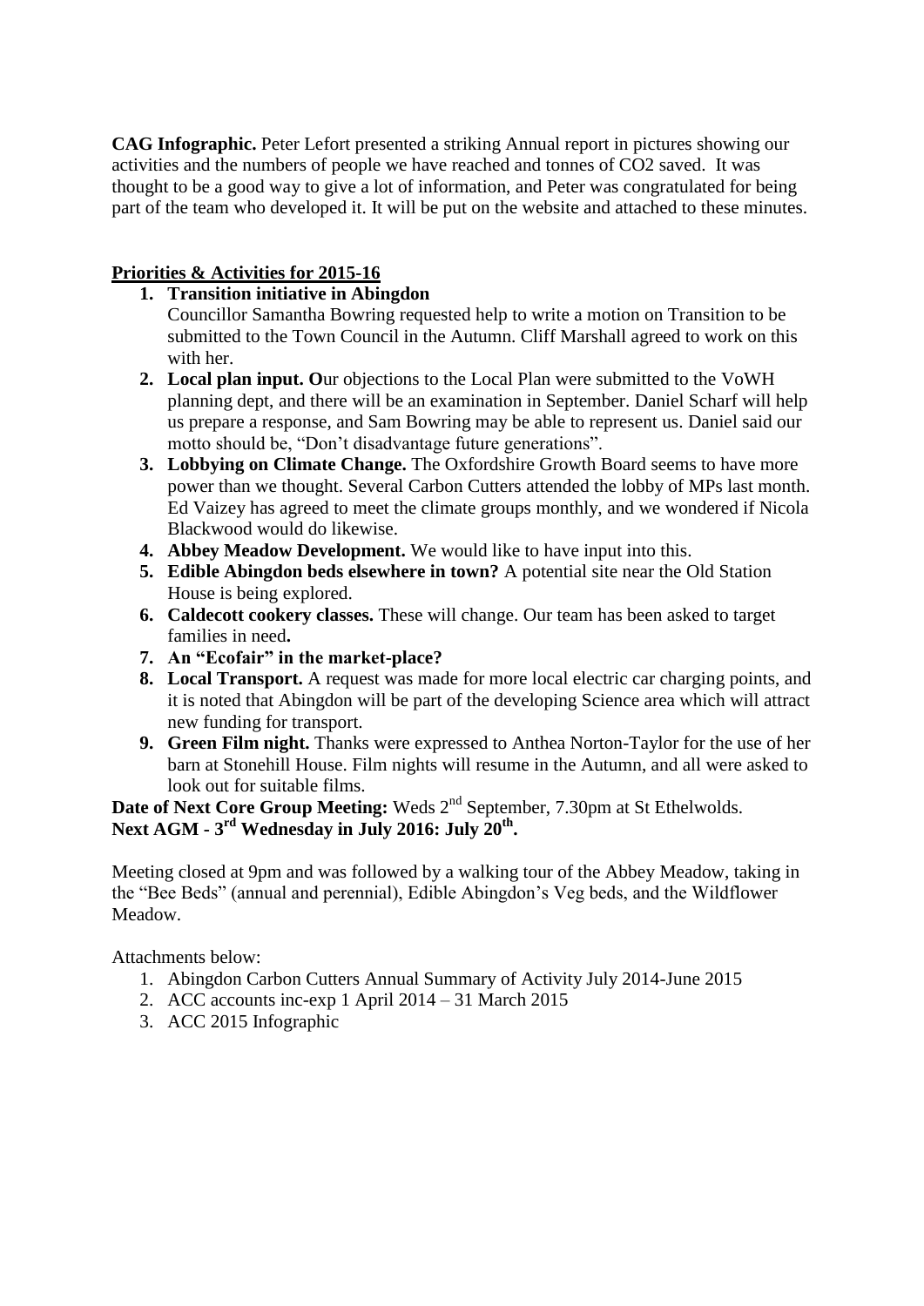**CAG Infographic.** Peter Lefort presented a striking Annual report in pictures showing our activities and the numbers of people we have reached and tonnes of CO2 saved. It was thought to be a good way to give a lot of information, and Peter was congratulated for being part of the team who developed it. It will be put on the website and attached to these minutes.

**Priorities & Activities for 2015-16**

1. **Transition initiative in Abingdon**
   Councillor Samantha Bowring requested help to write a motion on Transition to be submitted to the Town Council in the Autumn. Cliff Marshall agreed to work on this with her.
2. **Local plan input. O**ur objections to the Local Plan were submitted to the VoWH planning dept, and there will be an examination in September. Daniel Scharf will help us prepare a response, and Sam Bowring may be able to represent us. Daniel said our motto should be, "Don't disadvantage future generations".
3. **Lobbying on Climate Change.** The Oxfordshire Growth Board seems to have more power than we thought. Several Carbon Cutters attended the lobby of MPs last month. Ed Vaizey has agreed to meet the climate groups monthly, and we wondered if Nicola Blackwood would do likewise.
4. **Abbey Meadow Development.** We would like to have input into this.
5. **Edible Abingdon beds elsewhere in town?** A potential site near the Old Station House is being explored.
6. **Caldecott cookery classes.** These will change. Our team has been asked to target families in need**.**
7. **An "Ecofair" in the market-place?**
8. **Local Transport.** A request was made for more local electric car charging points, and it is noted that Abingdon will be part of the developing Science area which will attract new funding for transport.
9. **Green Film night.** Thanks were expressed to Anthea Norton-Taylor for the use of her barn at Stonehill House. Film nights will resume in the Autumn, and all were asked to look out for suitable films.

**Date of Next Core Group Meeting:** Weds 2nd September, 7.30pm at St Ethelwolds.
**Next AGM - 3rd Wednesday in July 2016: July 20th.**

Meeting closed at 9pm and was followed by a walking tour of the Abbey Meadow, taking in the "Bee Beds" (annual and perennial), Edible Abingdon's Veg beds, and the Wildflower Meadow.

Attachments below:

1. Abingdon Carbon Cutters Annual Summary of Activity July 2014-June 2015
2. ACC accounts inc-exp 1 April 2014 – 31 March 2015
3. ACC 2015 Infographic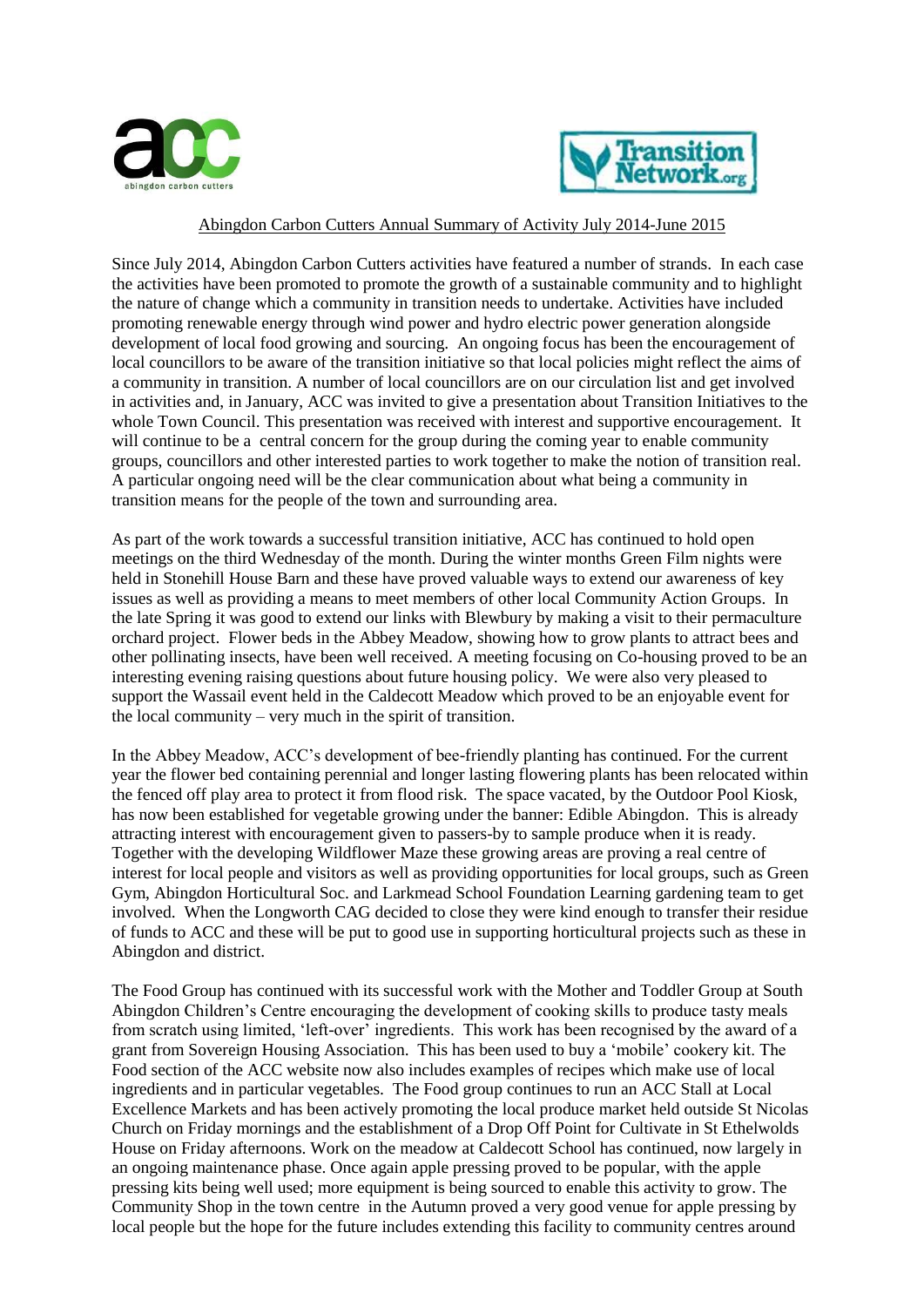Abingdon Carbon Cutters Annual Summary of Activity July 2014-June 2015

Since July 2014, Abingdon Carbon Cutters activities have featured a number of strands. In each case the activities have been promoted to promote the growth of a sustainable community and to highlight the nature of change which a community in transition needs to undertake. Activities have included promoting renewable energy through wind power and hydro electric power generation alongside development of local food growing and sourcing. An ongoing focus has been the encouragement of local councillors to be aware of the transition initiative so that local policies might reflect the aims of a community in transition. A number of local councillors are on our circulation list and get involved in activities and, in January, ACC was invited to give a presentation about Transition Initiatives to the whole Town Council. This presentation was received with interest and supportive encouragement. It will continue to be a central concern for the group during the coming year to enable community groups, councillors and other interested parties to work together to make the notion of transition real. A particular ongoing need will be the clear communication about what being a community in transition means for the people of the town and surrounding area.

As part of the work towards a successful transition initiative, ACC has continued to hold open meetings on the third Wednesday of the month. During the winter months Green Film nights were held in Stonehill House Barn and these have proved valuable ways to extend our awareness of key issues as well as providing a means to meet members of other local Community Action Groups. In the late Spring it was good to extend our links with Blewbury by making a visit to their permaculture orchard project. Flower beds in the Abbey Meadow, showing how to grow plants to attract bees and other pollinating insects, have been well received. A meeting focusing on Co-housing proved to be an interesting evening raising questions about future housing policy. We were also very pleased to support the Wassail event held in the Caldecott Meadow which proved to be an enjoyable event for the local community – very much in the spirit of transition.

In the Abbey Meadow, ACC's development of bee-friendly planting has continued. For the current year the flower bed containing perennial and longer lasting flowering plants has been relocated within the fenced off play area to protect it from flood risk. The space vacated, by the Outdoor Pool Kiosk, has now been established for vegetable growing under the banner: Edible Abingdon. This is already attracting interest with encouragement given to passers-by to sample produce when it is ready. Together with the developing Wildflower Maze these growing areas are proving a real centre of interest for local people and visitors as well as providing opportunities for local groups, such as Green Gym, Abingdon Horticultural Soc. and Larkmead School Foundation Learning gardening team to get involved. When the Longworth CAG decided to close they were kind enough to transfer their residue of funds to ACC and these will be put to good use in supporting horticultural projects such as these in Abingdon and district.

The Food Group has continued with its successful work with the Mother and Toddler Group at South Abingdon Children's Centre encouraging the development of cooking skills to produce tasty meals from scratch using limited, 'left-over' ingredients. This work has been recognised by the award of a grant from Sovereign Housing Association. This has been used to buy a 'mobile' cookery kit. The Food section of the ACC website now also includes examples of recipes which make use of local ingredients and in particular vegetables. The Food group continues to run an ACC Stall at Local Excellence Markets and has been actively promoting the local produce market held outside St Nicolas Church on Friday mornings and the establishment of a Drop Off Point for Cultivate in St Ethelwolds House on Friday afternoons. Work on the meadow at Caldecott School has continued, now largely in an ongoing maintenance phase. Once again apple pressing proved to be popular, with the apple pressing kits being well used; more equipment is being sourced to enable this activity to grow. The Community Shop in the town centre in the Autumn proved a very good venue for apple pressing by local people but the hope for the future includes extending this facility to community centres around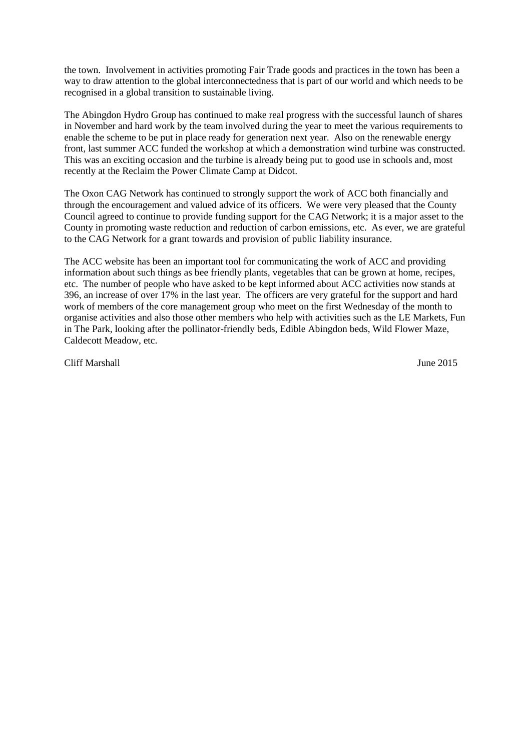the town. Involvement in activities promoting Fair Trade goods and practices in the town has been a way to draw attention to the global interconnectedness that is part of our world and which needs to be recognised in a global transition to sustainable living.

The Abingdon Hydro Group has continued to make real progress with the successful launch of shares in November and hard work by the team involved during the year to meet the various requirements to enable the scheme to be put in place ready for generation next year. Also on the renewable energy front, last summer ACC funded the workshop at which a demonstration wind turbine was constructed. This was an exciting occasion and the turbine is already being put to good use in schools and, most recently at the Reclaim the Power Climate Camp at Didcot.

The Oxon CAG Network has continued to strongly support the work of ACC both financially and through the encouragement and valued advice of its officers. We were very pleased that the County Council agreed to continue to provide funding support for the CAG Network; it is a major asset to the County in promoting waste reduction and reduction of carbon emissions, etc. As ever, we are grateful to the CAG Network for a grant towards and provision of public liability insurance.

The ACC website has been an important tool for communicating the work of ACC and providing information about such things as bee friendly plants, vegetables that can be grown at home, recipes, etc. The number of people who have asked to be kept informed about ACC activities now stands at 396, an increase of over 17% in the last year. The officers are very grateful for the support and hard work of members of the core management group who meet on the first Wednesday of the month to organise activities and also those other members who help with activities such as the LE Markets, Fun in The Park, looking after the pollinator-friendly beds, Edible Abingdon beds, Wild Flower Maze, Caldecott Meadow, etc.

Cliff Marshall June 2015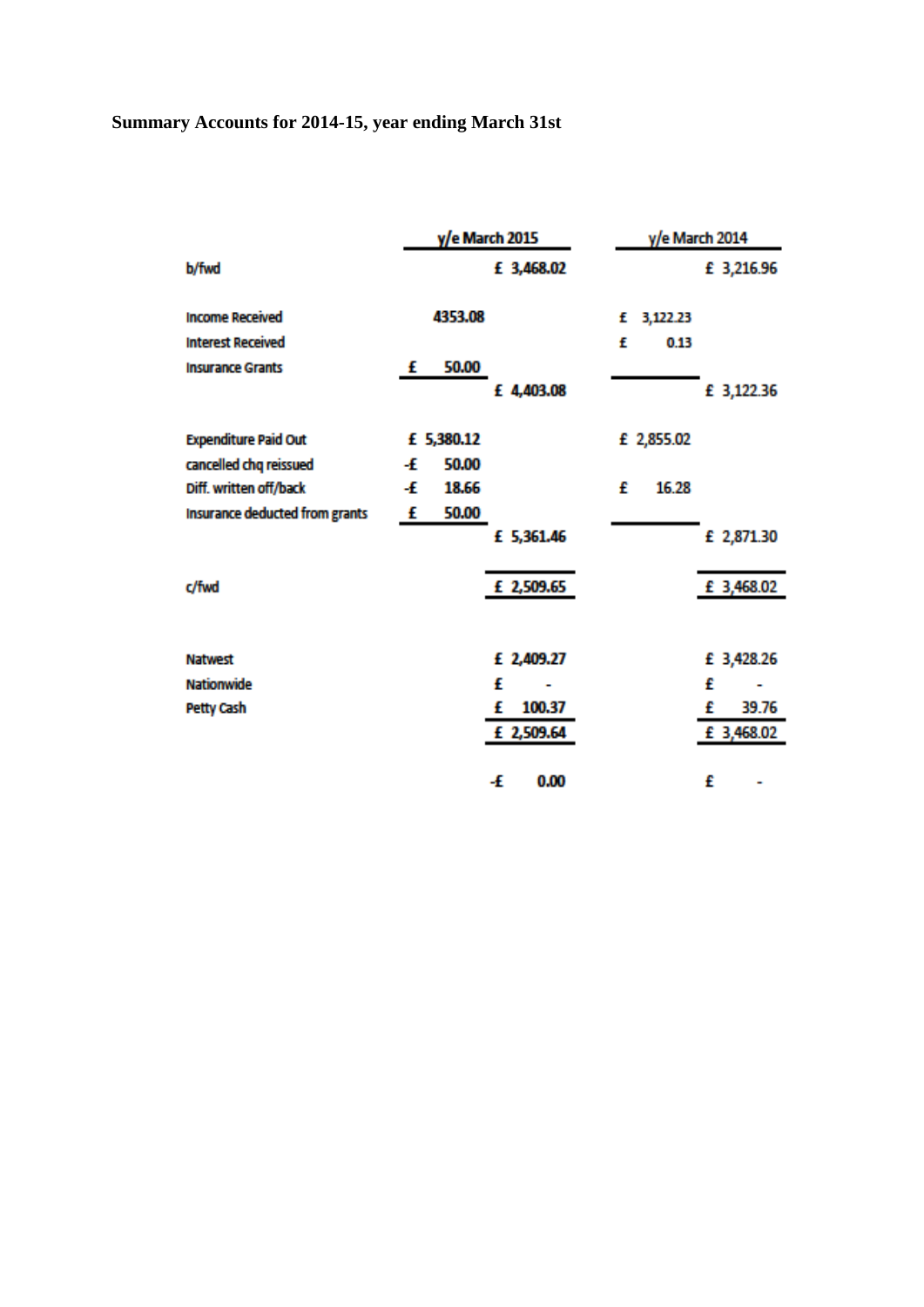**Summary Accounts for 2014-15, year ending March 31st**

| | y/e March 2015 | | y/e March 2014 | |
|---|---|---|---|---|
| b/fwd | | £ 3,468.02 | | £ 3,216.96 |
| | | | | |
| Income Received | 4353.08 | | £ 3,122.23 | |
| Interest Received | | | £ 0.13 | |
| Insurance Grants | £ 50.00 | | | |
| | | £ 4,403.08 | | £ 3,122.36 |
| | | | | |
| Expenditure Paid Out | £ 5,380.12 | | £ 2,855.02 | |
| cancelled chq reissued | -£ 50.00 | | | |
| Diff. written off/back | -£ 18.66 | | £ 16.28 | |
| Insurance deducted from grants | £ 50.00 | | | |
| | | £ 5,361.46 | | £ 2,871.30 |
| | | | | |
| c/fwd | | £ 2,509.65 | | £ 3,468.02 |
| | | | | |
| Natwest | | £ 2,409.27 | | £ 3,428.26 |
| Nationwide | | £ - | | £ - |
| Petty Cash | | £ 100.37 | | £ 39.76 |
| | | £ 2,509.64 | | £ 3,468.02 |
| | | | | |
| | | -£ 0.00 | | £ - |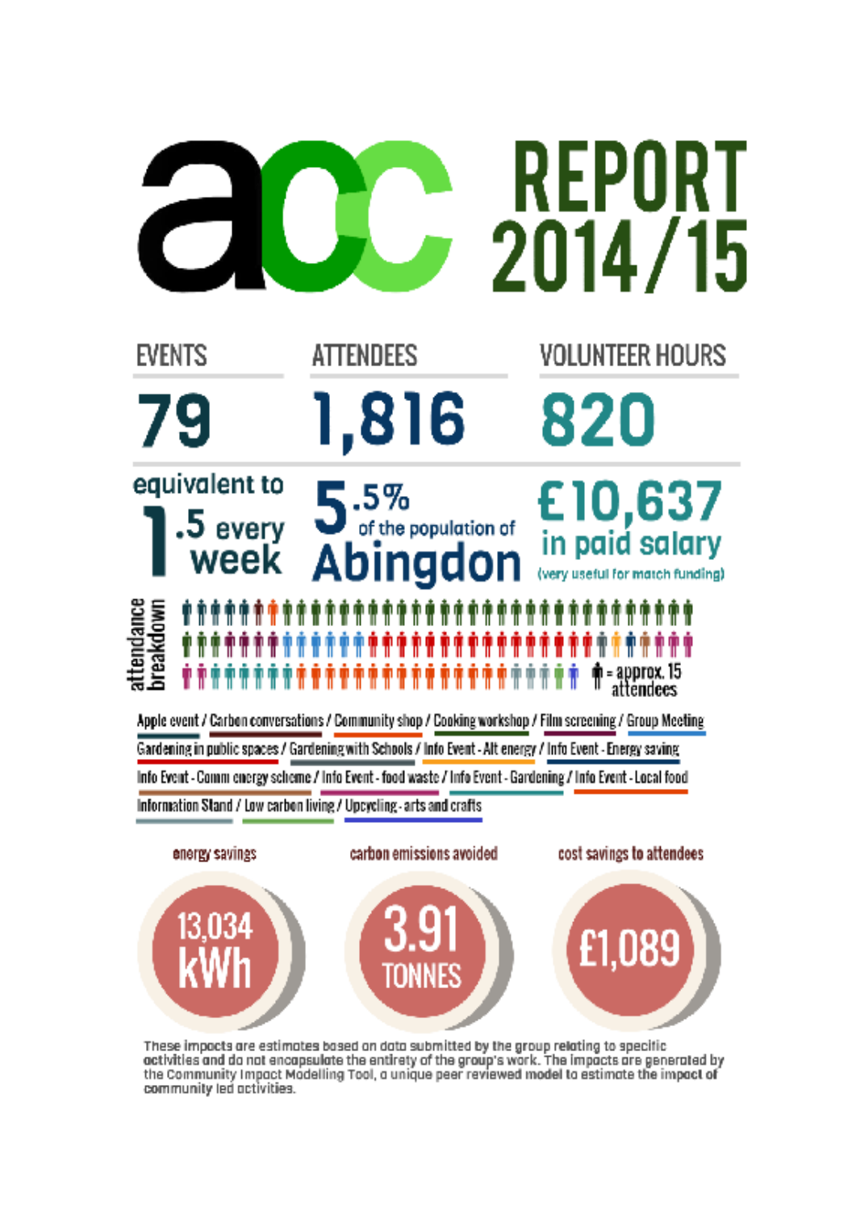# acc REPORT 2014/15

| EVENTS | ATTENDEES | VOLUNTEER HOURS |
| --- | --- | --- |
| 79 | 1,816 | 820 |
| equivalent to 1.5 every week | 5.5% of the population of Abingdon | £10,637 in paid salary (very useful for match funding) |

attendance breakdown

= approx. 15 attendees

Apple event / Carbon conversations / Community shop / Cooking workshop / Film screening / Group Meeting
Gardening in public spaces / Gardening with Schools / Info Event - Alt energy / Info Event - Energy saving
Info Event - Comm energy scheme / Info Event - food waste / Info Event - Gardening / Info Event - Local food
Information Stand / Low carbon living / Upcycling - arts and crafts

| energy savings | carbon emissions avoided | cost savings to attendees |
| --- | --- | --- |
| 13,034 kWh | 3.91 TONNES | £1,089 |

These impacts are estimates based on data submitted by the group relating to specific activities and do not encapsulate the entirety of the group's work. The impacts are generated by the Community Impact Modelling Tool, a unique peer reviewed model to estimate the impact of community led activities.